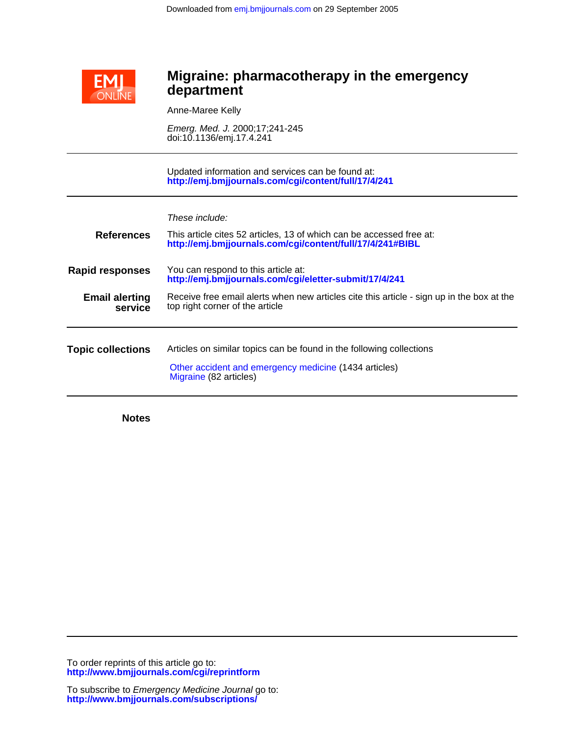Downloaded from emj.bmjjournals.com on 29 September 2005

# Migraine: pharmacotherapy in the emergency department

Anne-Maree Kelly

*Emerg. Med. J.* 2000;17;241-245
doi:10.1136/emj.17.4.241

Updated information and services can be found at:
**http://emj.bmjjournals.com/cgi/content/full/17/4/241**

*These include:*

**References**
This article cites 52 articles, 13 of which can be accessed free at:
**http://emj.bmjjournals.com/cgi/content/full/17/4/241#BIBL**

**Rapid responses**
You can respond to this article at:
**http://emj.bmjjournals.com/cgi/eletter-submit/17/4/241**

**Email alerting service**
Receive free email alerts when new articles cite this article - sign up in the box at the top right corner of the article

**Topic collections**
Articles on similar topics can be found in the following collections

Other accident and emergency medicine (1434 articles)
Migraine (82 articles)

**Notes**

To order reprints of this article go to:
**http://www.bmjjournals.com/cgi/reprintform**

To subscribe to *Emergency Medicine Journal* go to:
**http://www.bmjjournals.com/subscriptions/**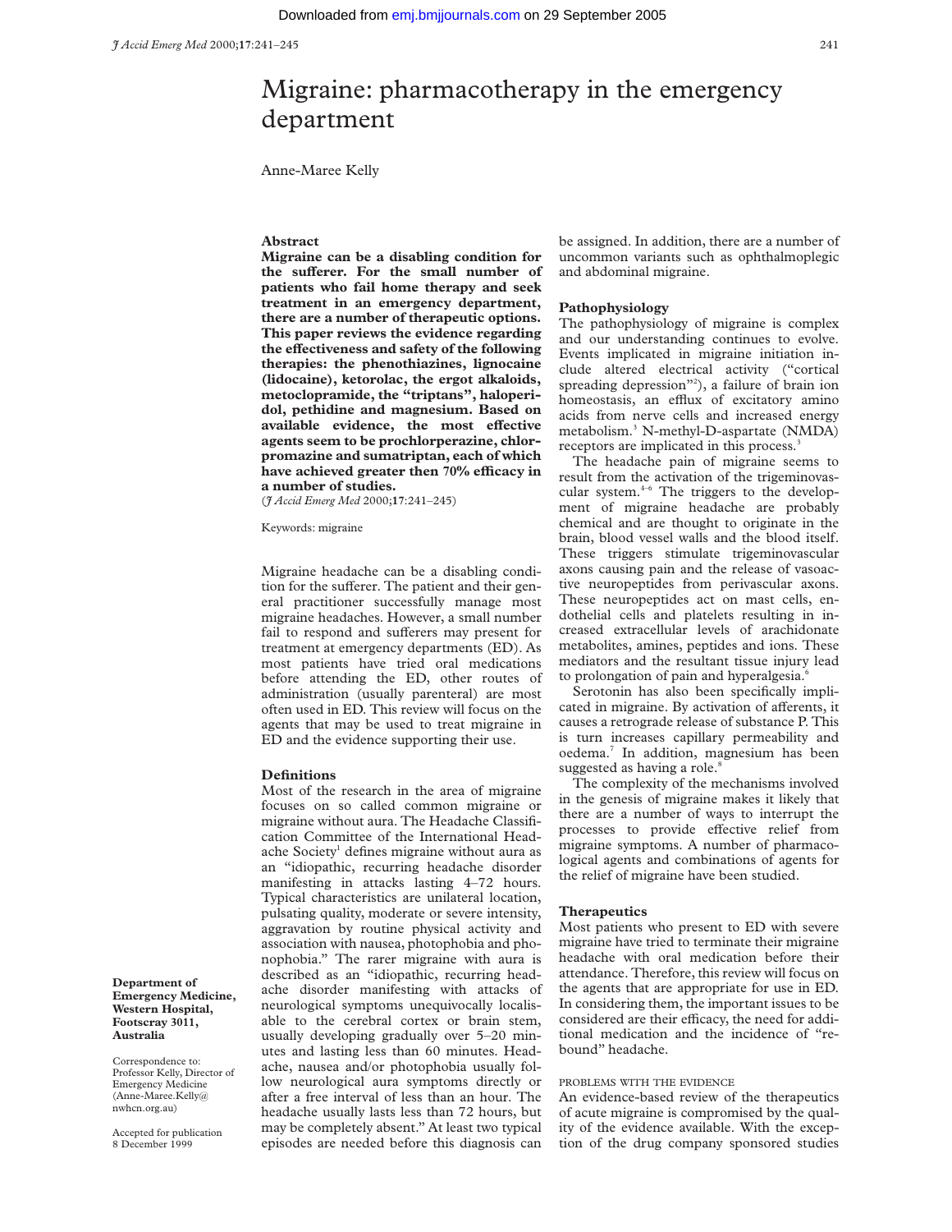# Migraine: pharmacotherapy in the emergency department

Anne-Maree Kelly

## Abstract

**Migraine can be a disabling condition for the sufferer. For the small number of patients who fail home therapy and seek treatment in an emergency department, there are a number of therapeutic options. This paper reviews the evidence regarding the effectiveness and safety of the following therapies: the phenothiazines, lignocaine (lidocaine), ketorolac, the ergot alkaloids, metoclopramide, the "triptans", haloperidol, pethidine and magnesium. Based on available evidence, the most effective agents seem to be prochlorperazine, chlorpromazine and sumatriptan, each of which have achieved greater then 70% efficacy in a number of studies.**

(*J Accid Emerg Med* 2000;**17**:241–245)

Keywords: migraine

Department of Emergency Medicine, Western Hospital, Footscray 3011, Australia

Correspondence to: Professor Kelly, Director of Emergency Medicine (Anne-Maree.Kelly@nwhcn.org.au)

Accepted for publication 8 December 1999

Migraine headache can be a disabling condition for the sufferer. The patient and their general practitioner successfully manage most migraine headaches. However, a small number fail to respond and sufferers may present for treatment at emergency departments (ED). As most patients have tried oral medications before attending the ED, other routes of administration (usually parenteral) are most often used in ED. This review will focus on the agents that may be used to treat migraine in ED and the evidence supporting their use.

## Definitions

Most of the research in the area of migraine focuses on so called common migraine or migraine without aura. The Headache Classification Committee of the International Headache Society[1] defines migraine without aura as an "idiopathic, recurring headache disorder manifesting in attacks lasting 4–72 hours. Typical characteristics are unilateral location, pulsating quality, moderate or severe intensity, aggravation by routine physical activity and association with nausea, photophobia and phonophobia." The rarer migraine with aura is described as an "idiopathic, recurring headache disorder manifesting with attacks of neurological symptoms unequivocally localisable to the cerebral cortex or brain stem, usually developing gradually over 5–20 minutes and lasting less than 60 minutes. Headache, nausea and/or photophobia usually follow neurological aura symptoms directly or after a free interval of less than an hour. The headache usually lasts less than 72 hours, but may be completely absent." At least two typical episodes are needed before this diagnosis can be assigned. In addition, there are a number of uncommon variants such as ophthalmoplegic and abdominal migraine.

## Pathophysiology

The pathophysiology of migraine is complex and our understanding continues to evolve. Events implicated in migraine initiation include altered electrical activity ("cortical spreading depression"[2]), a failure of brain ion homeostasis, an efflux of excitatory amino acids from nerve cells and increased energy metabolism.[3] N-methyl-D-aspartate (NMDA) receptors are implicated in this process.[3]

The headache pain of migraine seems to result from the activation of the trigeminovascular system.[4–6] The triggers to the development of migraine headache are probably chemical and are thought to originate in the brain, blood vessel walls and the blood itself. These triggers stimulate trigeminovascular axons causing pain and the release of vasoactive neuropeptides from perivascular axons. These neuropeptides act on mast cells, endothelial cells and platelets resulting in increased extracellular levels of arachidonate metabolites, amines, peptides and ions. These mediators and the resultant tissue injury lead to prolongation of pain and hyperalgesia.[6]

Serotonin has also been specifically implicated in migraine. By activation of afferents, it causes a retrograde release of substance P. This is turn increases capillary permeability and oedema.[7] In addition, magnesium has been suggested as having a role.[8]

The complexity of the mechanisms involved in the genesis of migraine makes it likely that there are a number of ways to interrupt the processes to provide effective relief from migraine symptoms. A number of pharmacological agents and combinations of agents for the relief of migraine have been studied.

## Therapeutics

Most patients who present to ED with severe migraine have tried to terminate their migraine headache with oral medication before their attendance. Therefore, this review will focus on the agents that are appropriate for use in ED. In considering them, the important issues to be considered are their efficacy, the need for additional medication and the incidence of "rebound" headache.

### PROBLEMS WITH THE EVIDENCE

An evidence-based review of the therapeutics of acute migraine is compromised by the quality of the evidence available. With the exception of the drug company sponsored studies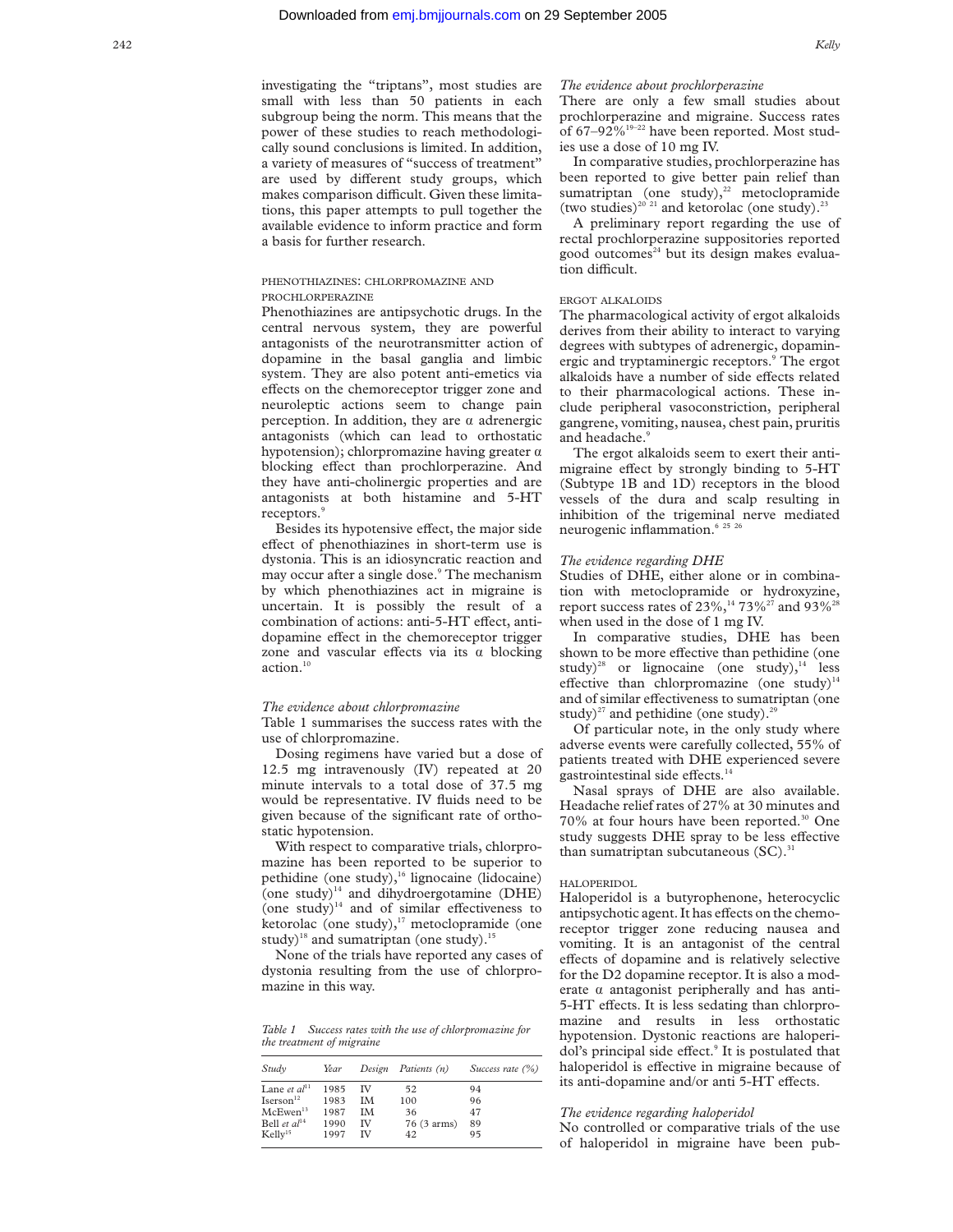investigating the "triptans", most studies are small with less than 50 patients in each subgroup being the norm. This means that the power of these studies to reach methodologically sound conclusions is limited. In addition, a variety of measures of "success of treatment" are used by different study groups, which makes comparison difficult. Given these limitations, this paper attempts to pull together the available evidence to inform practice and form a basis for further research.

### PHENOTHIAZINES: CHLORPROMAZINE AND PROCHLORPERAZINE

Phenothiazines are antipsychotic drugs. In the central nervous system, they are powerful antagonists of the neurotransmitter action of dopamine in the basal ganglia and limbic system. They are also potent anti-emetics via effects on the chemoreceptor trigger zone and neuroleptic actions seem to change pain perception. In addition, they are α adrenergic antagonists (which can lead to orthostatic hypotension); chlorpromazine having greater α blocking effect than prochlorperazine. And they have anti-cholinergic properties and are antagonists at both histamine and 5-HT receptors.[9]

Besides its hypotensive effect, the major side effect of phenothiazines in short-term use is dystonia. This is an idiosyncratic reaction and may occur after a single dose.[9] The mechanism by which phenothiazines act in migraine is uncertain. It is possibly the result of a combination of actions: anti-5-HT effect, anti-dopamine effect in the chemoreceptor trigger zone and vascular effects via its α blocking action.[10]

#### *The evidence about chlorpromazine*

Table 1 summarises the success rates with the use of chlorpromazine.

Dosing regimens have varied but a dose of 12.5 mg intravenously (IV) repeated at 20 minute intervals to a total dose of 37.5 mg would be representative. IV fluids need to be given because of the significant rate of orthostatic hypotension.

With respect to comparative trials, chlorpromazine has been reported to be superior to pethidine (one study),[16] lignocaine (lidocaine) (one study)[14] and dihydroergotamine (DHE) (one study)[14] and of similar effectiveness to ketorolac (one study),[17] metoclopramide (one study)[18] and sumatriptan (one study).[15]

None of the trials have reported any cases of dystonia resulting from the use of chlorpromazine in this way.

*Table 1 Success rates with the use of chlorpromazine for the treatment of migraine*

| Study | Year | Design | Patients (n) | Success rate (%) |
|---|---|---|---|---|
| Lane *et al*[11] | 1985 | IV | 52 | 94 |
| Iserson[12] | 1983 | IM | 100 | 96 |
| McEwen[13] | 1987 | IM | 36 | 47 |
| Bell *et al*[14] | 1990 | IV | 76 (3 arms) | 89 |
| Kelly[15] | 1997 | IV | 42 | 95 |

#### *The evidence about prochlorperazine*

There are only a few small studies about prochlorperazine and migraine. Success rates of 67–92%[19–22] have been reported. Most studies use a dose of 10 mg IV.

In comparative studies, prochlorperazine has been reported to give better pain relief than sumatriptan (one study),[22] metoclopramide (two studies)[20 21] and ketorolac (one study).[23]

A preliminary report regarding the use of rectal prochlorperazine suppositories reported good outcomes[24] but its design makes evaluation difficult.

### ERGOT ALKALOIDS

The pharmacological activity of ergot alkaloids derives from their ability to interact to varying degrees with subtypes of adrenergic, dopaminergic and tryptaminergic receptors.[9] The ergot alkaloids have a number of side effects related to their pharmacological actions. These include peripheral vasoconstriction, peripheral gangrene, vomiting, nausea, chest pain, pruritis and headache.[9]

The ergot alkaloids seem to exert their antimigraine effect by strongly binding to 5-HT (Subtype 1B and 1D) receptors in the blood vessels of the dura and scalp resulting in inhibition of the trigeminal nerve mediated neurogenic inflammation.[6 25 26]

#### *The evidence regarding DHE*

Studies of DHE, either alone or in combination with metoclopramide or hydroxyzine, report success rates of 23%,[14] 73%[27] and 93%[28] when used in the dose of 1 mg IV.

In comparative studies, DHE has been shown to be more effective than pethidine (one study)[28] or lignocaine (one study),[14] less effective than chlorpromazine (one study)[14] and of similar effectiveness to sumatriptan (one study)[27] and pethidine (one study).[29]

Of particular note, in the only study where adverse events were carefully collected, 55% of patients treated with DHE experienced severe gastrointestinal side effects.[14]

Nasal sprays of DHE are also available. Headache relief rates of 27% at 30 minutes and 70% at four hours have been reported.[30] One study suggests DHE spray to be less effective than sumatriptan subcutaneous (SC).[31]

### HALOPERIDOL

Haloperidol is a butyrophenone, heterocyclic antipsychotic agent. It has effects on the chemoreceptor trigger zone reducing nausea and vomiting. It is an antagonist of the central effects of dopamine and is relatively selective for the D2 dopamine receptor. It is also a moderate α antagonist peripherally and has anti-5-HT effects. It is less sedating than chlorpromazine and results in less orthostatic hypotension. Dystonic reactions are haloperidol's principal side effect.[9] It is postulated that haloperidol is effective in migraine because of its anti-dopamine and/or anti 5-HT effects.

#### *The evidence regarding haloperidol*

No controlled or comparative trials of the use of haloperidol in migraine have been pub-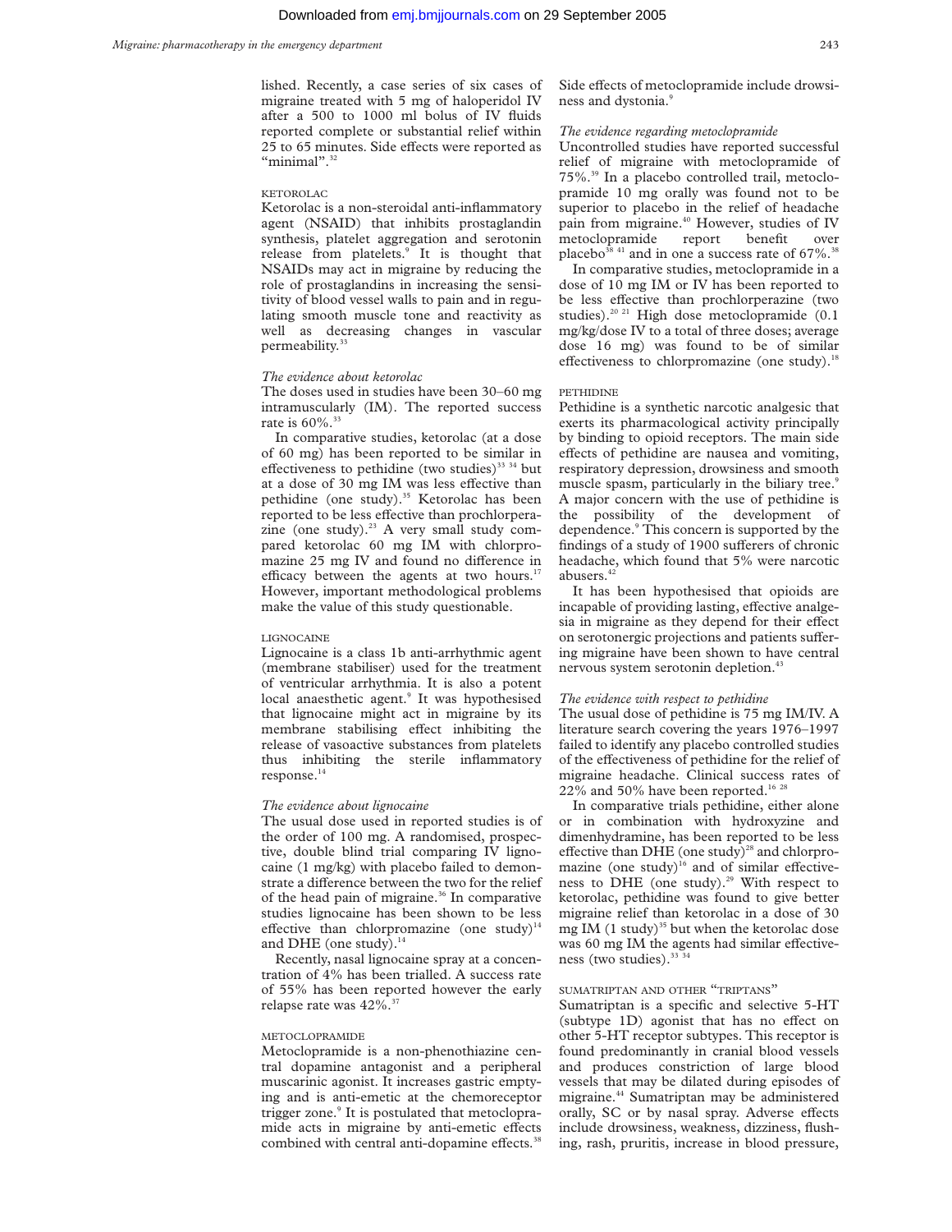lished. Recently, a case series of six cases of migraine treated with 5 mg of haloperidol IV after a 500 to 1000 ml bolus of IV fluids reported complete or substantial relief within 25 to 65 minutes. Side effects were reported as "minimal".[32]

### KETOROLAC

Ketorolac is a non-steroidal anti-inflammatory agent (NSAID) that inhibits prostaglandin synthesis, platelet aggregation and serotonin release from platelets.[9] It is thought that NSAIDs may act in migraine by reducing the role of prostaglandins in increasing the sensitivity of blood vessel walls to pain and in regulating smooth muscle tone and reactivity as well as decreasing changes in vascular permeability.[33]

#### *The evidence about ketorolac*

The doses used in studies have been 30–60 mg intramuscularly (IM). The reported success rate is 60%.[33]

In comparative studies, ketorolac (at a dose of 60 mg) has been reported to be similar in effectiveness to pethidine (two studies)[33 34] but at a dose of 30 mg IM was less effective than pethidine (one study).[35] Ketorolac has been reported to be less effective than prochlorperazine (one study).[23] A very small study compared ketorolac 60 mg IM with chlorpromazine 25 mg IV and found no difference in efficacy between the agents at two hours.[17] However, important methodological problems make the value of this study questionable.

### LIGNOCAINE

Lignocaine is a class 1b anti-arrhythmic agent (membrane stabiliser) used for the treatment of ventricular arrhythmia. It is also a potent local anaesthetic agent.[9] It was hypothesised that lignocaine might act in migraine by its membrane stabilising effect inhibiting the release of vasoactive substances from platelets thus inhibiting the sterile inflammatory response.[14]

#### *The evidence about lignocaine*

The usual dose used in reported studies is of the order of 100 mg. A randomised, prospective, double blind trial comparing IV lignocaine (1 mg/kg) with placebo failed to demonstrate a difference between the two for the relief of the head pain of migraine.[36] In comparative studies lignocaine has been shown to be less effective than chlorpromazine (one study)[14] and DHE (one study).[14]

Recently, nasal lignocaine spray at a concentration of 4% has been trialled. A success rate of 55% has been reported however the early relapse rate was 42%.[37]

### METOCLOPRAMIDE

Metoclopramide is a non-phenothiazine central dopamine antagonist and a peripheral muscarinic agonist. It increases gastric emptying and is anti-emetic at the chemoreceptor trigger zone.[9] It is postulated that metoclopramide acts in migraine by anti-emetic effects combined with central anti-dopamine effects.[38] Side effects of metoclopramide include drowsiness and dystonia.[9]

#### *The evidence regarding metoclopramide*

Uncontrolled studies have reported successful relief of migraine with metoclopramide of 75%.[39] In a placebo controlled trail, metoclopramide 10 mg orally was found not to be superior to placebo in the relief of headache pain from migraine.[40] However, studies of IV metoclopramide report benefit over placebo[38 41] and in one a success rate of 67%.[38]

In comparative studies, metoclopramide in a dose of 10 mg IM or IV has been reported to be less effective than prochlorperazine (two studies).[20 21] High dose metoclopramide (0.1 mg/kg/dose IV to a total of three doses; average dose 16 mg) was found to be of similar effectiveness to chlorpromazine (one study).[18]

### PETHIDINE

Pethidine is a synthetic narcotic analgesic that exerts its pharmacological activity principally by binding to opioid receptors. The main side effects of pethidine are nausea and vomiting, respiratory depression, drowsiness and smooth muscle spasm, particularly in the biliary tree.[9] A major concern with the use of pethidine is the possibility of the development of dependence.[9] This concern is supported by the findings of a study of 1900 sufferers of chronic headache, which found that 5% were narcotic abusers.[42]

It has been hypothesised that opioids are incapable of providing lasting, effective analgesia in migraine as they depend for their effect on serotonergic projections and patients suffering migraine have been shown to have central nervous system serotonin depletion.[43]

#### *The evidence with respect to pethidine*

The usual dose of pethidine is 75 mg IM/IV. A literature search covering the years 1976–1997 failed to identify any placebo controlled studies of the effectiveness of pethidine for the relief of migraine headache. Clinical success rates of 22% and 50% have been reported.[16 28]

In comparative trials pethidine, either alone or in combination with hydroxyzine and dimenhydramine, has been reported to be less effective than DHE (one study)[28] and chlorpromazine (one study)[16] and of similar effectiveness to DHE (one study).[29] With respect to ketorolac, pethidine was found to give better migraine relief than ketorolac in a dose of 30 mg IM (1 study)[35] but when the ketorolac dose was 60 mg IM the agents had similar effectiveness (two studies).[33 34]

### SUMATRIPTAN AND OTHER "TRIPTANS"

Sumatriptan is a specific and selective 5-HT (subtype 1D) agonist that has no effect on other 5-HT receptor subtypes. This receptor is found predominantly in cranial blood vessels and produces constriction of large blood vessels that may be dilated during episodes of migraine.[44] Sumatriptan may be administered orally, SC or by nasal spray. Adverse effects include drowsiness, weakness, dizziness, flushing, rash, pruritis, increase in blood pressure,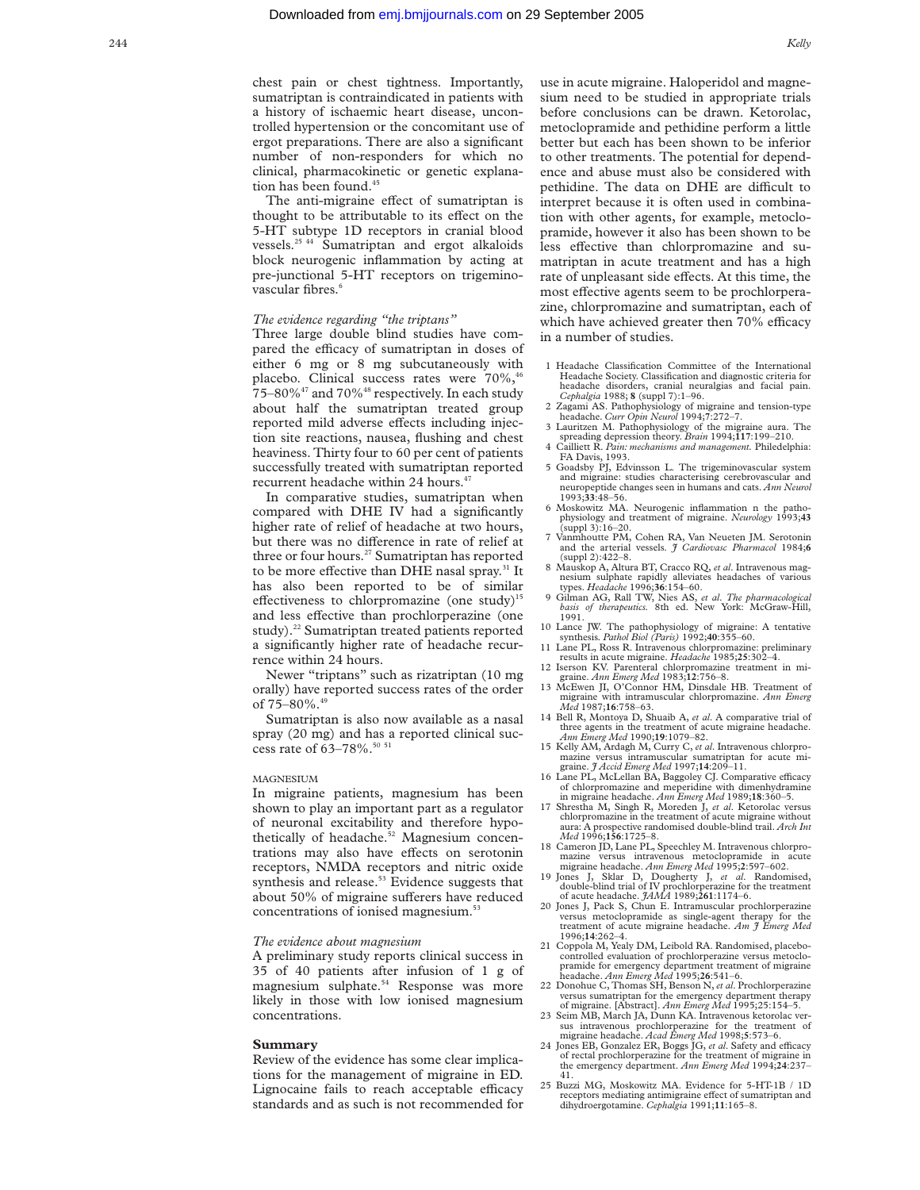chest pain or chest tightness. Importantly, sumatriptan is contraindicated in patients with a history of ischaemic heart disease, uncontrolled hypertension or the concomitant use of ergot preparations. There are also a significant number of non-responders for which no clinical, pharmacokinetic or genetic explanation has been found.[45]

The anti-migraine effect of sumatriptan is thought to be attributable to its effect on the 5-HT subtype 1D receptors in cranial blood vessels.[25 44] Sumatriptan and ergot alkaloids block neurogenic inflammation by acting at pre-junctional 5-HT receptors on trigeminovascular fibres.[6]

*The evidence regarding "the triptans"*

Three large double blind studies have compared the efficacy of sumatriptan in doses of either 6 mg or 8 mg subcutaneously with placebo. Clinical success rates were 70%,[46] 75–80%[47] and 70%[48] respectively. In each study about half the sumatriptan treated group reported mild adverse effects including injection site reactions, nausea, flushing and chest heaviness. Thirty four to 60 per cent of patients successfully treated with sumatriptan reported recurrent headache within 24 hours.[47]

In comparative studies, sumatriptan when compared with DHE IV had a significantly higher rate of relief of headache at two hours, but there was no difference in rate of relief at three or four hours.[27] Sumatriptan has reported to be more effective than DHE nasal spray.[31] It has also been reported to be of similar effectiveness to chlorpromazine (one study)[15] and less effective than prochlorperazine (one study).[22] Sumatriptan treated patients reported a significantly higher rate of headache recurrence within 24 hours.

Newer "triptans" such as rizatriptan (10 mg orally) have reported success rates of the order of 75–80%.[49]

Sumatriptan is also now available as a nasal spray (20 mg) and has a reported clinical success rate of 63–78%.[50 51]

MAGNESIUM

In migraine patients, magnesium has been shown to play an important part as a regulator of neuronal excitability and therefore hypothetically of headache.[52] Magnesium concentrations may also have effects on serotonin receptors, NMDA receptors and nitric oxide synthesis and release.[53] Evidence suggests that about 50% of migraine sufferers have reduced concentrations of ionised magnesium.[53]

*The evidence about magnesium*

A preliminary study reports clinical success in 35 of 40 patients after infusion of 1 g of magnesium sulphate.[54] Response was more likely in those with low ionised magnesium concentrations.

## Summary

Review of the evidence has some clear implications for the management of migraine in ED. Lignocaine fails to reach acceptable efficacy standards and as such is not recommended for use in acute migraine. Haloperidol and magnesium need to be studied in appropriate trials before conclusions can be drawn. Ketorolac, metoclopramide and pethidine perform a little better but each has been shown to be inferior to other treatments. The potential for dependence and abuse must also be considered with pethidine. The data on DHE are difficult to interpret because it is often used in combination with other agents, for example, metoclopramide, however it also has been shown to be less effective than chlorpromazine and sumatriptan in acute treatment and has a high rate of unpleasant side effects. At this time, the most effective agents seem to be prochlorperazine, chlorpromazine and sumatriptan, each of which have achieved greater then 70% efficacy in a number of studies.

1 Headache Classification Committee of the International Headache Society. Classification and diagnostic criteria for headache disorders, cranial neuralgias and facial pain. *Cephalgia* 1988; **8** (suppl 7):1–96.
2 Zagami AS. Pathophysiology of migraine and tension-type headache. *Curr Opin Neurol* 1994;**7**:272–7.
3 Lauritzen M. Pathophysiology of the migraine aura. The spreading depression theory. *Brain* 1994;**117**:199–210.
4 Cailliett R. *Pain: mechanisms and management.* Philedelphia: FA Davis, 1993.
5 Goadsby PJ, Edvinsson L. The trigeminovascular system and migraine: studies characterising cerebrovascular and neuropeptide changes seen in humans and cats. *Ann Neurol* 1993;**33**:48–56.
6 Moskowitz MA. Neurogenic inflammation n the pathophysiology and treatment of migraine. *Neurology* 1993;**43** (suppl 3):16–20.
7 Vanmhoutte PM, Cohen RA, Van Neueten JM. Serotonin and the arterial vessels. *J Cardiovasc Pharmacol* 1984;**6** (suppl 2):422–8.
8 Mauskop A, Altura BT, Cracco RQ, *et al*. Intravenous magnesium sulphate rapidly alleviates headaches of various types. *Headache* 1996;**36**:154–60.
9 Gilman AG, Rall TW, Nies AS, *et al*. *The pharmacological basis of therapeutics.* 8th ed. New York: McGraw-Hill, 1991.
10 Lance JW. The pathophysiology of migraine: A tentative synthesis. *Pathol Biol (Paris)* 1992;**40**:355–60.
11 Lane PL, Ross R. Intravenous chlorpromazine: preliminary results in acute migraine. *Headache* 1985;**25**:302–4.
12 Iserson KV. Parenteral chlorpromazine treatment in migraine. *Ann Emerg Med* 1983;**12**:756–8.
13 McEwen JI, O'Connor HM, Dinsdale HB. Treatment of migraine with intramuscular chlorpromazine. *Ann Emerg Med* 1987;**16**:758–63.
14 Bell R, Montoya D, Shuaib A, *et al*. A comparative trial of three agents in the treatment of acute migraine headache. *Ann Emerg Med* 1990;**19**:1079–82.
15 Kelly AM, Ardagh M, Curry C, *et al*. Intravenous chlorpromazine versus intramuscular sumatriptan for acute migraine. *J Accid Emerg Med* 1997;**14**:209–11.
16 Lane PL, McLellan BA, Baggoley CJ. Comparative efficacy of chlorpromazine and meperidine with dimenhydramine in migraine headache. *Ann Emerg Med* 1989;**18**:360–5.
17 Shrestha M, Singh R, Moreden J, *et al*. Ketorolac versus chlorpromazine in the treatment of acute migraine without aura: A prospective randomised double-blind trail. *Arch Int Med* 1996;**156**:1725–8.
18 Cameron JD, Lane PL, Speechley M. Intravenous chlorpromazine versus intravenous metoclopramide in acute migraine headache. *Acad Emerg Med* 1995;**2**:597–602.
19 Jones J, Sklar D, Dougherty J, *et al*. Randomised, double-blind trial of IV prochlorperazine for the treatment of acute headache. *JAMA* 1989;**261**:1174–6.
20 Jones J, Pack S, Chun E. Intramuscular prochlorperazine versus metoclopramide as single-agent therapy for the treatment of acute migraine headache. *Am J Emerg Med* 1996;**14**:262–4.
21 Coppola M, Yealy DM, Leibold RA. Randomised, placebo-controlled evaluation of prochlorperazine versus metoclopramide for emergency department treatment of migraine headache. *Ann Emerg Med* 1995;**26**:541–6.
22 Donohue C, Thomas SH, Benson N, *et al*. Prochlorperazine versus sumatriptan for the emergency department therapy of migraine. [Abstract]. *Ann Emerg Med* 1995;25:154–5.
23 Seim MB, March JA, Dunn KA. Intravenous ketorolac versus intravenous prochlorperazine for the treatment of migraine headache. *Acad Emerg Med* 1998;**5**:573–6.
24 Jones EB, Gonzalez ER, Boggs JG, *et al*. Safety and efficacy of rectal prochlorperazine for the treatment of migraine in the emergency department. *Ann Emerg Med* 1994;**24**:237–41.
25 Buzzi MG, Moskowitz MA. Evidence for 5-HT-1B / 1D receptors mediating antimigraine effect of sumatriptan and dihydroergotamine. *Cephalgia* 1991;**11**:165–8.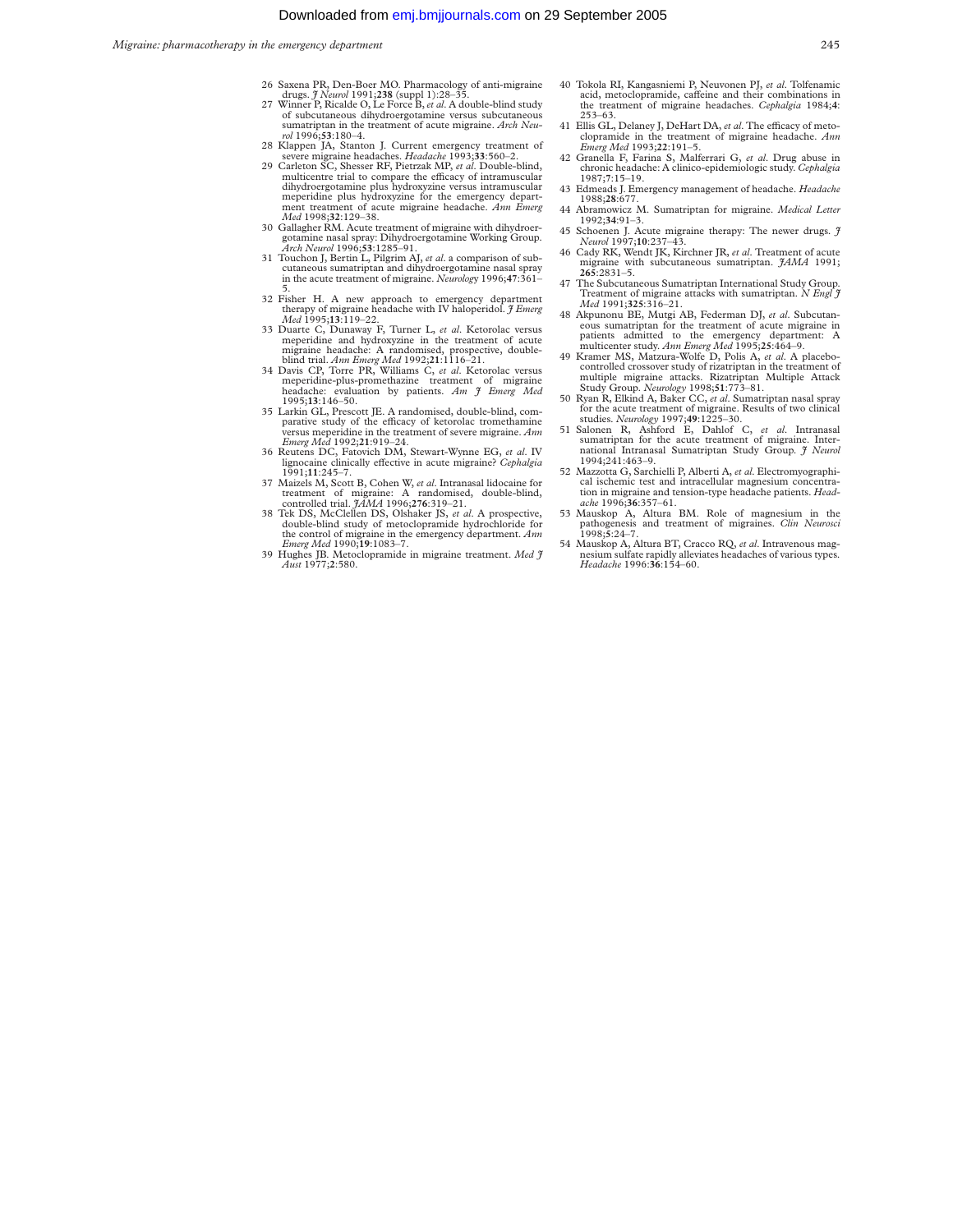26 Saxena PR, Den-Boer MO. Pharmacology of anti-migraine drugs. *J Neurol* 1991;**238** (suppl 1):28–35.

27 Winner P, Ricalde O, Le Force B, *et al*. A double-blind study of subcutaneous dihydroergotamine versus subcutaneous sumatriptan in the treatment of acute migraine. *Arch Neurol* 1996;**53**:180–4.

28 Klappen JA, Stanton J. Current emergency treatment of severe migraine headaches. *Headache* 1993;**33**:560–2.

29 Carleton SC, Shesser RF, Pietrzak MP, *et al*. Double-blind, multicentre trial to compare the efficacy of intramuscular dihydroergotamine plus hydroxyzine versus intramuscular meperidine plus hydroxyzine for the emergency department treatment of acute migraine headache. *Ann Emerg Med* 1998;**32**:129–38.

30 Gallagher RM. Acute treatment of migraine with dihydroergotamine nasal spray: Dihydroergotamine Working Group. *Arch Neurol* 1996;**53**:1285–91.

31 Touchon J, Bertin L, Pilgrim AJ, *et al*. a comparison of subcutaneous sumatriptan and dihydroergotamine nasal spray in the acute treatment of migraine. *Neurology* 1996;**47**:361–5.

32 Fisher H. A new approach to emergency department therapy of migraine headache with IV haloperidol. *J Emerg Med* 1995;**13**:119–22.

33 Duarte C, Dunaway F, Turner L, *et al*. Ketorolac versus meperidine and hydroxyzine in the treatment of acute migraine headache: A randomised, prospective, double-blind trial. *Ann Emerg Med* 1992;**21**:1116–21.

34 Davis CP, Torre PR, Williams C, *et al*. Ketorolac versus meperidine-plus-promethazine treatment of migraine headache: evaluation by patients. *Am J Emerg Med* 1995;**13**:146–50.

35 Larkin GL, Prescott JE. A randomised, double-blind, comparative study of the efficacy of ketorolac tromethamine versus meperidine in the treatment of severe migraine. *Ann Emerg Med* 1992;**21**:919–24.

36 Reutens DC, Fatovich DM, Stewart-Wynne EG, *et al*. IV lignocaine clinically effective in acute migraine? *Cephalgia* 1991;**11**:245–7.

37 Maizels M, Scott B, Cohen W, *et al*. Intranasal lidocaine for treatment of migraine: A randomised, double-blind, controlled trial. *JAMA* 1996;**276**:319–21.

38 Tek DS, McClellen DS, Olshaker JS, *et al*. A prospective, double-blind study of metoclopramide hydrochloride for the control of migraine in the emergency department. *Ann Emerg Med* 1990;**19**:1083–7.

39 Hughes JB. Metoclopramide in migraine treatment. *Med J Aust* 1977;**2**:580.

40 Tokola RI, Kangasniemi P, Neuvonen PJ, *et al*. Tolfenamic acid, metoclopramide, caffeine and their combinations in the treatment of migraine headaches. *Cephalgia* 1984;**4**:253–63.

41 Ellis GL, Delaney J, DeHart DA, *et al*. The efficacy of metoclopramide in the treatment of migraine headache. *Ann Emerg Med* 1993;**22**:191–5.

42 Granella F, Farina S, Malferrari G, *et al*. Drug abuse in chronic headache: A clinico-epidemiologic study. *Cephalgia* 1987;**7**:15–19.

43 Edmeads J. Emergency management of headache. *Headache* 1988;**28**:677.

44 Abramowicz M. Sumatriptan for migraine. *Medical Letter* 1992;**34**:91–3.

45 Schoenen J. Acute migraine therapy: The newer drugs. *J Neurol* 1997;**10**:237–43.

46 Cady RK, Wendt JK, Kirchner JR, *et al*. Treatment of acute migraine with subcutaneous sumatriptan. *JAMA* 1991; **265**:2831–5.

47 The Subcutaneous Sumatriptan International Study Group. Treatment of migraine attacks with sumatriptan. *N Engl J Med* 1991;**325**:316–21.

48 Akpunonu BE, Mutgi AB, Federman DJ, *et al*. Subcutaneous sumatriptan for the treatment of acute migraine in patients admitted to the emergency department: A multicenter study. *Ann Emerg Med* 1995;**25**:464–9.

49 Kramer MS, Matzura-Wolfe D, Polis A, *et al*. A placebo-controlled crossover study of rizatriptan in the treatment of multiple migraine attacks. Rizatriptan Multiple Attack Study Group. *Neurology* 1998;**51**:773–81.

50 Ryan R, Elkind A, Baker CC, *et al*. Sumatriptan nasal spray for the acute treatment of migraine. Results of two clinical studies. *Neurology* 1997;**49**:1225–30.

51 Salonen R, Ashford E, Dahlof C, *et al*. Intranasal sumatriptan for the acute treatment of migraine. International Intranasal Sumatriptan Study Group. *J Neurol* 1994;241:463–9.

52 Mazzotta G, Sarchielli P, Alberti A, *et al*. Electromyographical ischemic test and intracellular magnesium concentration in migraine and tension-type headache patients. *Headache* 1996;**36**:357–61.

53 Mauskop A, Altura BM. Role of magnesium in the pathogenesis and treatment of migraines. *Clin Neurosci* 1998;**5**:24–7.

54 Mauskop A, Altura BT, Cracco RQ, *et al*. Intravenous magnesium sulfate rapidly alleviates headaches of various types. *Headache* 1996:**36**:154–60.